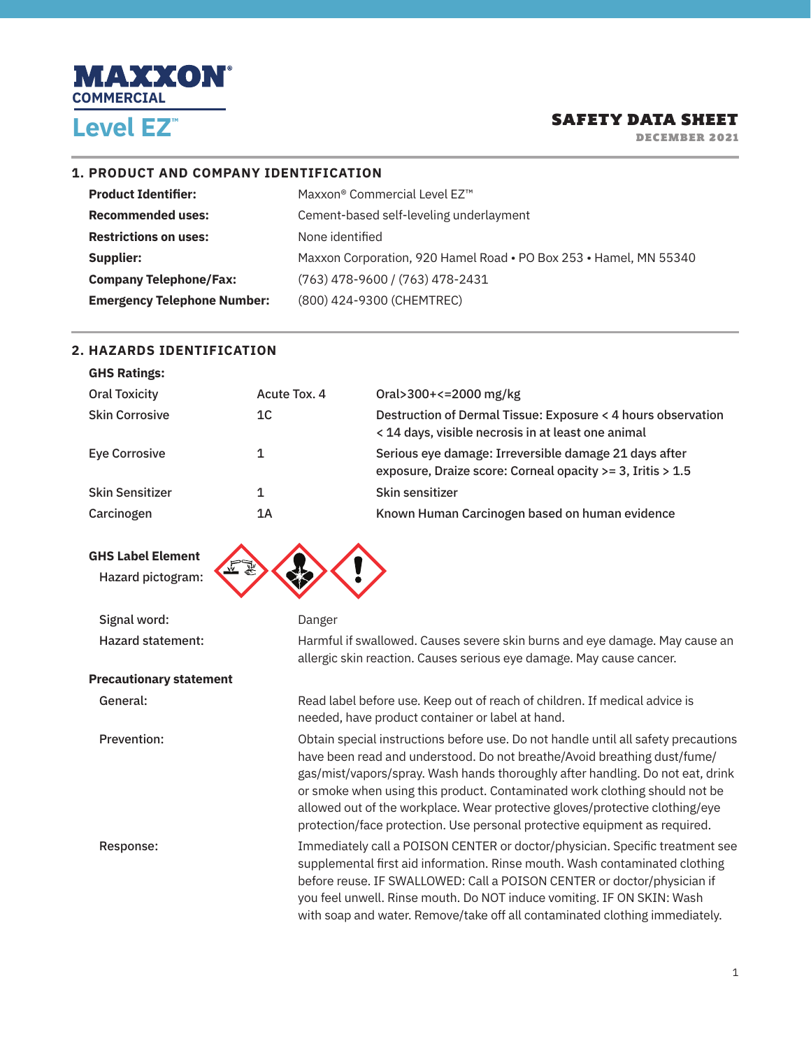# MAXXON® COMMERCIAL

# Level EZ™

## SAFETY DATA SHEET

DECEMBER 2021

## 1. PRODUCT AND COMPANY IDENTIFICATION

| | |
|---|---|
| **Product Identifier:** | Maxxon® Commercial Level EZ™ |
| **Recommended uses:** | Cement-based self-leveling underlayment |
| **Restrictions on uses:** | None identified |
| **Supplier:** | Maxxon Corporation, 920 Hamel Road • PO Box 253 • Hamel, MN 55340 |
| **Company Telephone/Fax:** | (763) 478-9600 / (763) 478-2431 |
| **Emergency Telephone Number:** | (800) 424-9300 (CHEMTREC) |

## 2. HAZARDS IDENTIFICATION

**GHS Ratings:**

| | | |
|---|---|---|
| Oral Toxicity | Acute Tox. 4 | Oral>300+<=2000 mg/kg |
| Skin Corrosive | 1C | Destruction of Dermal Tissue: Exposure < 4 hours observation < 14 days, visible necrosis in at least one animal |
| Eye Corrosive | 1 | Serious eye damage: Irreversible damage 21 days after exposure, Draize score: Corneal opacity >= 3, Iritis > 1.5 |
| Skin Sensitizer | 1 | Skin sensitizer |
| Carcinogen | 1A | Known Human Carcinogen based on human evidence |

**GHS Label Element**

Hazard pictogram:

Signal word: Danger

Hazard statement: Harmful if swallowed. Causes severe skin burns and eye damage. May cause an allergic skin reaction. Causes serious eye damage. May cause cancer.

**Precautionary statement**

General: Read label before use. Keep out of reach of children. If medical advice is needed, have product container or label at hand.

Prevention: Obtain special instructions before use. Do not handle until all safety precautions have been read and understood. Do not breathe/Avoid breathing dust/fume/gas/mist/vapors/spray. Wash hands thoroughly after handling. Do not eat, drink or smoke when using this product. Contaminated work clothing should not be allowed out of the workplace. Wear protective gloves/protective clothing/eye protection/face protection. Use personal protective equipment as required.

Response: Immediately call a POISON CENTER or doctor/physician. Specific treatment see supplemental first aid information. Rinse mouth. Wash contaminated clothing before reuse. IF SWALLOWED: Call a POISON CENTER or doctor/physician if you feel unwell. Rinse mouth. Do NOT induce vomiting. IF ON SKIN: Wash with soap and water. Remove/take off all contaminated clothing immediately.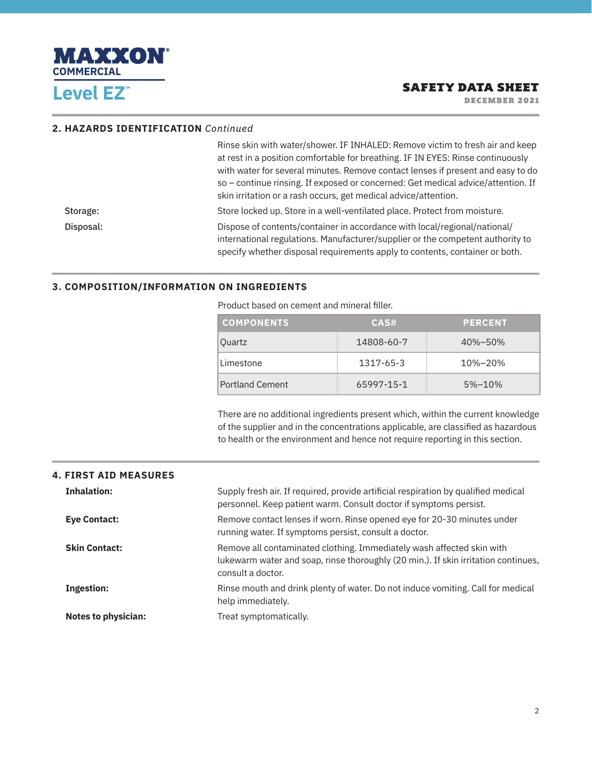## 2. HAZARDS IDENTIFICATION *Continued*

Rinse skin with water/shower. IF INHALED: Remove victim to fresh air and keep at rest in a position comfortable for breathing. IF IN EYES: Rinse continuously with water for several minutes. Remove contact lenses if present and easy to do so – continue rinsing. If exposed or concerned: Get medical advice/attention. If skin irritation or a rash occurs, get medical advice/attention.

Storage: Store locked up. Store in a well-ventilated place. Protect from moisture.

Disposal: Dispose of contents/container in accordance with local/regional/national/international regulations. Manufacturer/supplier or the competent authority to specify whether disposal requirements apply to contents, container or both.

## 3. COMPOSITION/INFORMATION ON INGREDIENTS

Product based on cement and mineral filler.

| COMPONENTS | CAS# | PERCENT |
|---|---|---|
| Quartz | 14808-60-7 | 40%–50% |
| Limestone | 1317-65-3 | 10%–20% |
| Portland Cement | 65997-15-1 | 5%–10% |

There are no additional ingredients present which, within the current knowledge of the supplier and in the concentrations applicable, are classified as hazardous to health or the environment and hence not require reporting in this section.

## 4. FIRST AID MEASURES

**Inhalation:** Supply fresh air. If required, provide artificial respiration by qualified medical personnel. Keep patient warm. Consult doctor if symptoms persist.

**Eye Contact:** Remove contact lenses if worn. Rinse opened eye for 20-30 minutes under running water. If symptoms persist, consult a doctor.

**Skin Contact:** Remove all contaminated clothing. Immediately wash affected skin with lukewarm water and soap, rinse thoroughly (20 min.). If skin irritation continues, consult a doctor.

**Ingestion:** Rinse mouth and drink plenty of water. Do not induce vomiting. Call for medical help immediately.

**Notes to physician:** Treat symptomatically.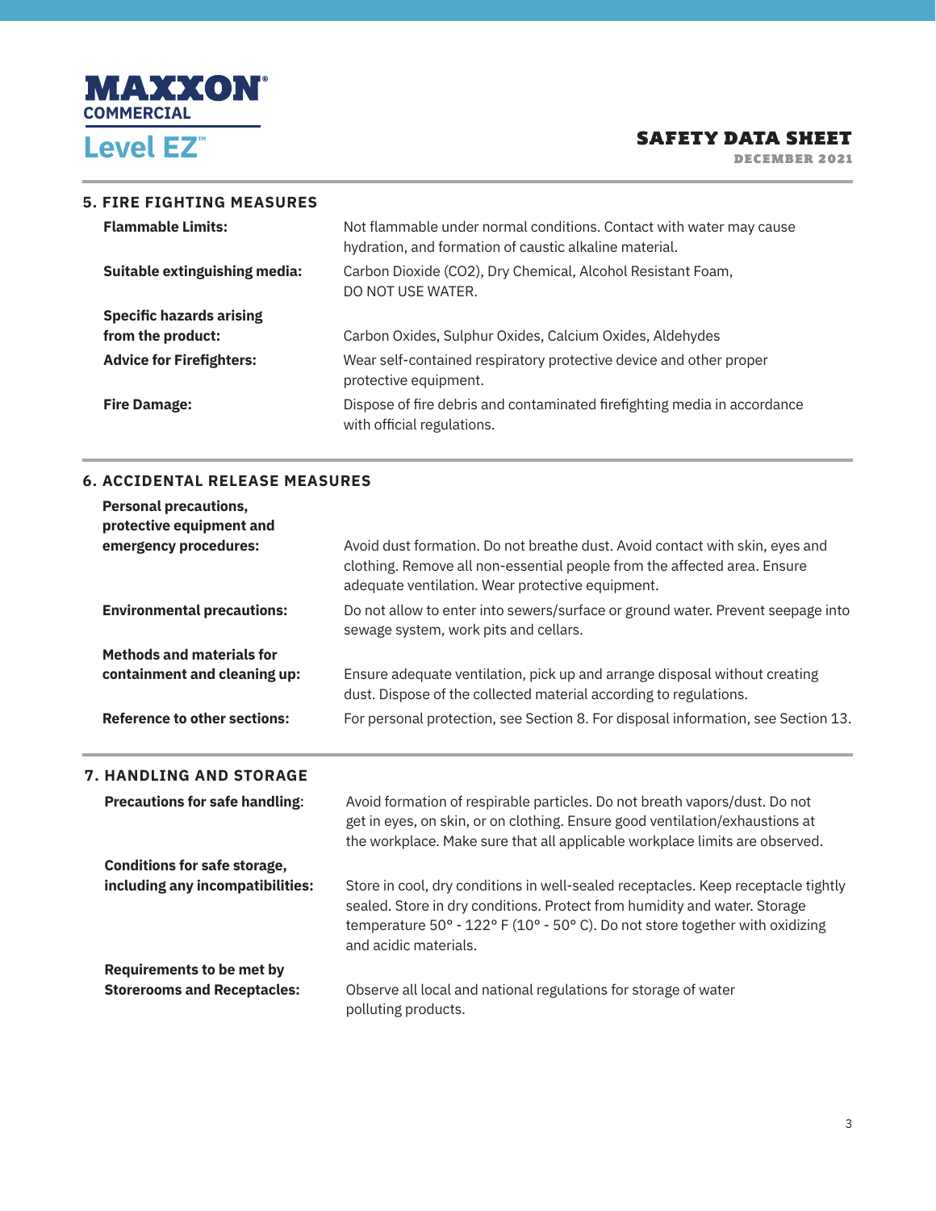## 5. FIRE FIGHTING MEASURES

| | |
|---|---|
| **Flammable Limits:** | Not flammable under normal conditions. Contact with water may cause hydration, and formation of caustic alkaline material. |
| **Suitable extinguishing media:** | Carbon Dioxide ($CO_2$), Dry Chemical, Alcohol Resistant Foam, DO NOT USE WATER. |
| **Specific hazards arising from the product:** | Carbon Oxides, Sulphur Oxides, Calcium Oxides, Aldehydes |
| **Advice for Firefighters:** | Wear self-contained respiratory protective device and other proper protective equipment. |
| **Fire Damage:** | Dispose of fire debris and contaminated firefighting media in accordance with official regulations. |

## 6. ACCIDENTAL RELEASE MEASURES

| | |
|---|---|
| **Personal precautions, protective equipment and emergency procedures:** | Avoid dust formation. Do not breathe dust. Avoid contact with skin, eyes and clothing. Remove all non-essential people from the affected area. Ensure adequate ventilation. Wear protective equipment. |
| **Environmental precautions:** | Do not allow to enter into sewers/surface or ground water. Prevent seepage into sewage system, work pits and cellars. |
| **Methods and materials for containment and cleaning up:** | Ensure adequate ventilation, pick up and arrange disposal without creating dust. Dispose of the collected material according to regulations. |
| **Reference to other sections:** | For personal protection, see Section 8. For disposal information, see Section 13. |

## 7. HANDLING AND STORAGE

| | |
|---|---|
| **Precautions for safe handling:** | Avoid formation of respirable particles. Do not breath vapors/dust. Do not get in eyes, on skin, or on clothing. Ensure good ventilation/exhaustions at the workplace. Make sure that all applicable workplace limits are observed. |
| **Conditions for safe storage, including any incompatibilities:** | Store in cool, dry conditions in well-sealed receptacles. Keep receptacle tightly sealed. Store in dry conditions. Protect from humidity and water. Storage temperature 50° - 122° F (10° - 50° C). Do not store together with oxidizing and acidic materials. |
| **Requirements to be met by Storerooms and Receptacles:** | Observe all local and national regulations for storage of water polluting products. |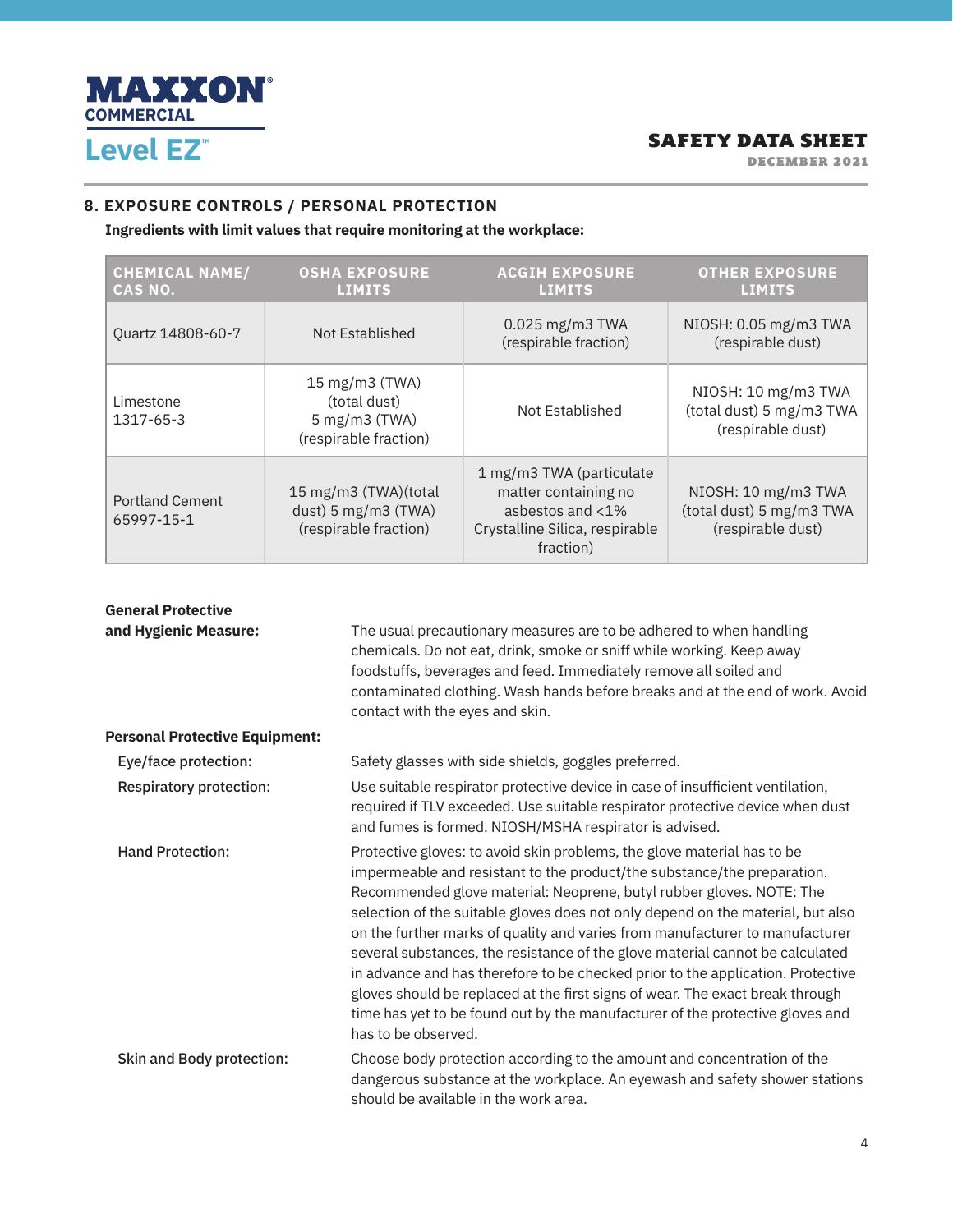## 8. EXPOSURE CONTROLS / PERSONAL PROTECTION

**Ingredients with limit values that require monitoring at the workplace:**

| CHEMICAL NAME/ CAS NO. | OSHA EXPOSURE LIMITS | ACGIH EXPOSURE LIMITS | OTHER EXPOSURE LIMITS |
|---|---|---|---|
| Quartz 14808-60-7 | Not Established | 0.025 mg/m3 TWA (respirable fraction) | NIOSH: 0.05 mg/m3 TWA (respirable dust) |
| Limestone 1317-65-3 | 15 mg/m3 (TWA) (total dust) 5 mg/m3 (TWA) (respirable fraction) | Not Established | NIOSH: 10 mg/m3 TWA (total dust) 5 mg/m3 TWA (respirable dust) |
| Portland Cement 65997-15-1 | 15 mg/m3 (TWA)(total dust) 5 mg/m3 (TWA) (respirable fraction) | 1 mg/m3 TWA (particulate matter containing no asbestos and <1% Crystalline Silica, respirable fraction) | NIOSH: 10 mg/m3 TWA (total dust) 5 mg/m3 TWA (respirable dust) |

**General Protective and Hygienic Measure:** The usual precautionary measures are to be adhered to when handling chemicals. Do not eat, drink, smoke or sniff while working. Keep away foodstuffs, beverages and feed. Immediately remove all soiled and contaminated clothing. Wash hands before breaks and at the end of work. Avoid contact with the eyes and skin.

**Personal Protective Equipment:**

Eye/face protection: Safety glasses with side shields, goggles preferred.

Respiratory protection: Use suitable respirator protective device in case of insufficient ventilation, required if TLV exceeded. Use suitable respirator protective device when dust and fumes is formed. NIOSH/MSHA respirator is advised.

Hand Protection: Protective gloves: to avoid skin problems, the glove material has to be impermeable and resistant to the product/the substance/the preparation. Recommended glove material: Neoprene, butyl rubber gloves. NOTE: The selection of the suitable gloves does not only depend on the material, but also on the further marks of quality and varies from manufacturer to manufacturer several substances, the resistance of the glove material cannot be calculated in advance and has therefore to be checked prior to the application. Protective gloves should be replaced at the first signs of wear. The exact break through time has yet to be found out by the manufacturer of the protective gloves and has to be observed.

Skin and Body protection: Choose body protection according to the amount and concentration of the dangerous substance at the workplace. An eyewash and safety shower stations should be available in the work area.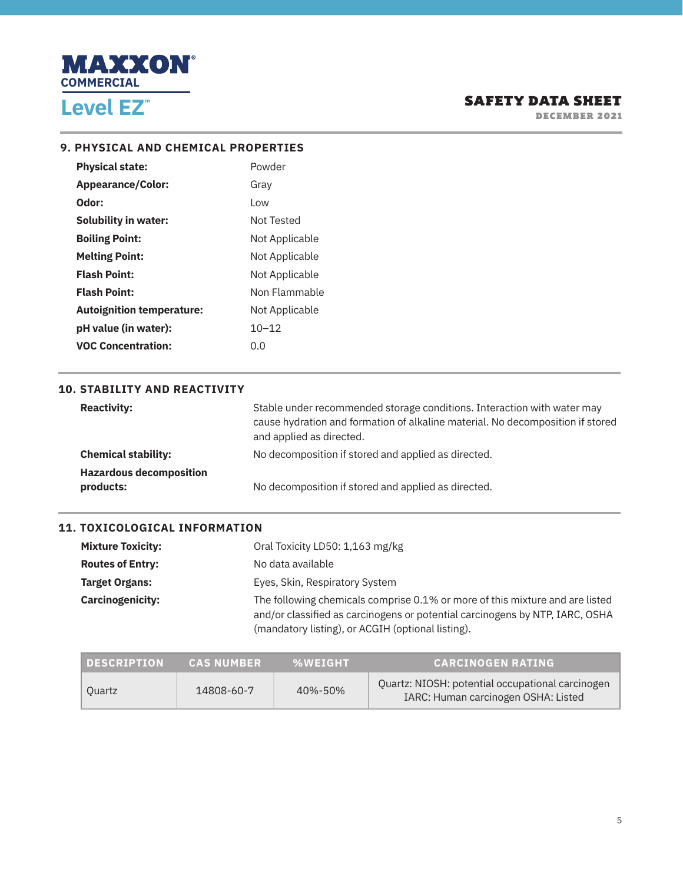## 9. PHYSICAL AND CHEMICAL PROPERTIES

| | |
|---|---|
| **Physical state:** | Powder |
| **Appearance/Color:** | Gray |
| **Odor:** | Low |
| **Solubility in water:** | Not Tested |
| **Boiling Point:** | Not Applicable |
| **Melting Point:** | Not Applicable |
| **Flash Point:** | Not Applicable |
| **Flash Point:** | Non Flammable |
| **Autoignition temperature:** | Not Applicable |
| **pH value (in water):** | 10–12 |
| **VOC Concentration:** | 0.0 |

## 10. STABILITY AND REACTIVITY

| | |
|---|---|
| **Reactivity:** | Stable under recommended storage conditions. Interaction with water may cause hydration and formation of alkaline material. No decomposition if stored and applied as directed. |
| **Chemical stability:** | No decomposition if stored and applied as directed. |
| **Hazardous decomposition products:** | No decomposition if stored and applied as directed. |

## 11. TOXICOLOGICAL INFORMATION

| | |
|---|---|
| **Mixture Toxicity:** | Oral Toxicity LD50: 1,163 mg/kg |
| **Routes of Entry:** | No data available |
| **Target Organs:** | Eyes, Skin, Respiratory System |
| **Carcinogenicity:** | The following chemicals comprise 0.1% or more of this mixture and are listed and/or classified as carcinogens or potential carcinogens by NTP, IARC, OSHA (mandatory listing), or ACGIH (optional listing). |

| DESCRIPTION | CAS NUMBER | %WEIGHT | CARCINOGEN RATING |
|---|---|---|---|
| Quartz | 14808-60-7 | 40%-50% | Quartz: NIOSH: potential occupational carcinogen IARC: Human carcinogen OSHA: Listed |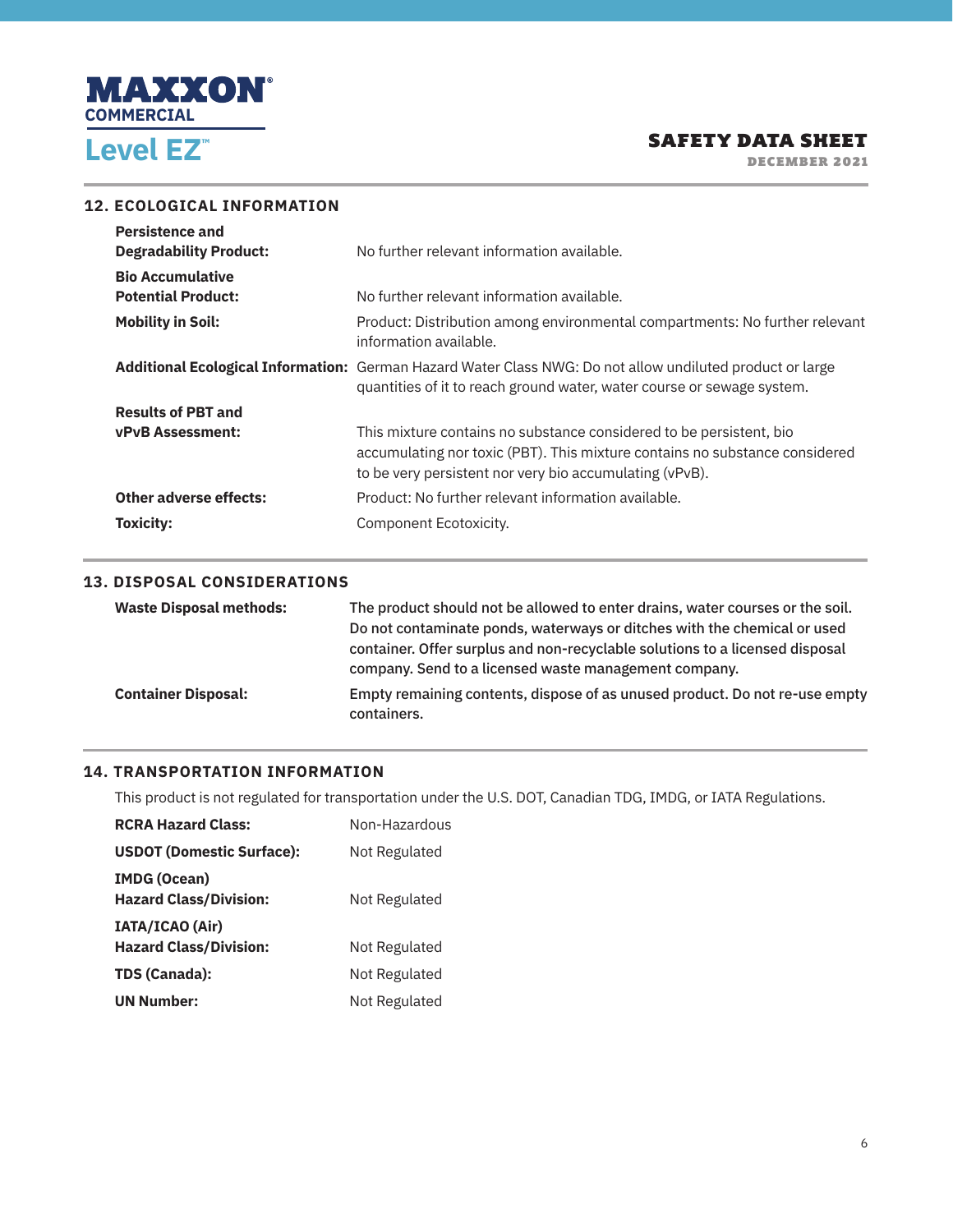## 12. ECOLOGICAL INFORMATION

| | |
|---|---|
| **Persistence and Degradability Product:** | No further relevant information available. |
| **Bio Accumulative Potential Product:** | No further relevant information available. |
| **Mobility in Soil:** | Product: Distribution among environmental compartments: No further relevant information available. |
| **Additional Ecological Information:** | German Hazard Water Class NWG: Do not allow undiluted product or large quantities of it to reach ground water, water course or sewage system. |
| **Results of PBT and vPvB Assessment:** | This mixture contains no substance considered to be persistent, bio accumulating nor toxic (PBT). This mixture contains no substance considered to be very persistent nor very bio accumulating (vPvB). |
| **Other adverse effects:** | Product: No further relevant information available. |
| **Toxicity:** | Component Ecotoxicity. |

## 13. DISPOSAL CONSIDERATIONS

| | |
|---|---|
| **Waste Disposal methods:** | The product should not be allowed to enter drains, water courses or the soil. Do not contaminate ponds, waterways or ditches with the chemical or used container. Offer surplus and non-recyclable solutions to a licensed disposal company. Send to a licensed waste management company. |
| **Container Disposal:** | Empty remaining contents, dispose of as unused product. Do not re-use empty containers. |

## 14. TRANSPORTATION INFORMATION

This product is not regulated for transportation under the U.S. DOT, Canadian TDG, IMDG, or IATA Regulations.

| | |
|---|---|
| **RCRA Hazard Class:** | Non-Hazardous |
| **USDOT (Domestic Surface):** | Not Regulated |
| **IMDG (Ocean) Hazard Class/Division:** | Not Regulated |
| **IATA/ICAO (Air) Hazard Class/Division:** | Not Regulated |
| **TDS (Canada):** | Not Regulated |
| **UN Number:** | Not Regulated |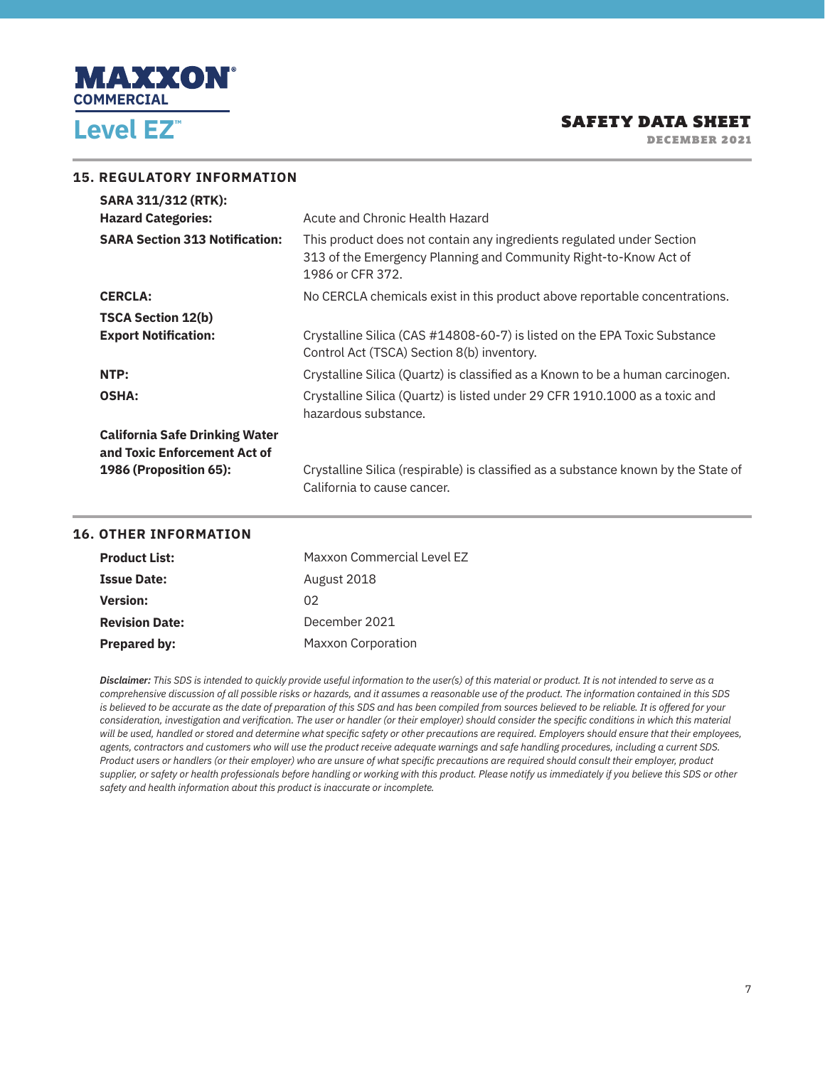## 15. REGULATORY INFORMATION

| | |
|---|---|
| **SARA 311/312 (RTK): Hazard Categories:** | Acute and Chronic Health Hazard |
| **SARA Section 313 Notification:** | This product does not contain any ingredients regulated under Section 313 of the Emergency Planning and Community Right-to-Know Act of 1986 or CFR 372. |
| **CERCLA:** | No CERCLA chemicals exist in this product above reportable concentrations. |
| **TSCA Section 12(b) Export Notification:** | Crystalline Silica (CAS #14808-60-7) is listed on the EPA Toxic Substance Control Act (TSCA) Section 8(b) inventory. |
| **NTP:** | Crystalline Silica (Quartz) is classified as a Known to be a human carcinogen. |
| **OSHA:** | Crystalline Silica (Quartz) is listed under 29 CFR 1910.1000 as a toxic and hazardous substance. |
| **California Safe Drinking Water and Toxic Enforcement Act of 1986 (Proposition 65):** | Crystalline Silica (respirable) is classified as a substance known by the State of California to cause cancer. |

## 16. OTHER INFORMATION

| | |
|---|---|
| **Product List:** | Maxxon Commercial Level EZ |
| **Issue Date:** | August 2018 |
| **Version:** | 02 |
| **Revision Date:** | December 2021 |
| **Prepared by:** | Maxxon Corporation |

***Disclaimer:** This SDS is intended to quickly provide useful information to the user(s) of this material or product. It is not intended to serve as a comprehensive discussion of all possible risks or hazards, and it assumes a reasonable use of the product. The information contained in this SDS is believed to be accurate as the date of preparation of this SDS and has been compiled from sources believed to be reliable. It is offered for your consideration, investigation and verification. The user or handler (or their employer) should consider the specific conditions in which this material will be used, handled or stored and determine what specific safety or other precautions are required. Employers should ensure that their employees, agents, contractors and customers who will use the product receive adequate warnings and safe handling procedures, including a current SDS. Product users or handlers (or their employer) who are unsure of what specific precautions are required should consult their employer, product supplier, or safety or health professionals before handling or working with this product. Please notify us immediately if you believe this SDS or other safety and health information about this product is inaccurate or incomplete.*